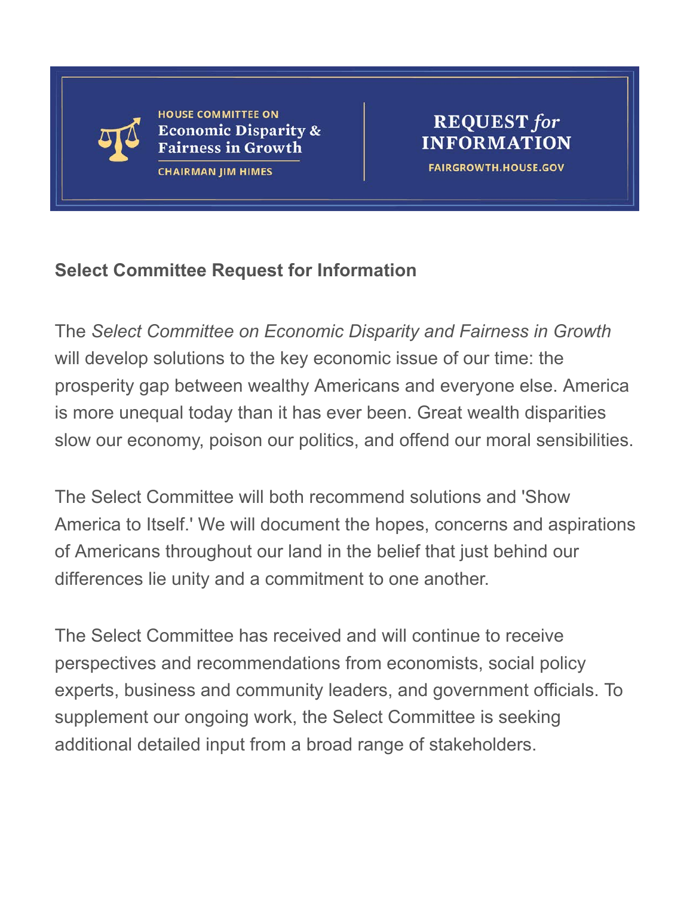HOUSE COMMITTEE ON
**Economic Disparity & Fairness in Growth**
CHAIRMAN JIM HIMES

**REQUEST *for* INFORMATION**
FAIRGROWTH.HOUSE.GOV

## Select Committee Request for Information

The *Select Committee on Economic Disparity and Fairness in Growth* will develop solutions to the key economic issue of our time: the prosperity gap between wealthy Americans and everyone else. America is more unequal today than it has ever been. Great wealth disparities slow our economy, poison our politics, and offend our moral sensibilities.

The Select Committee will both recommend solutions and 'Show America to Itself.' We will document the hopes, concerns and aspirations of Americans throughout our land in the belief that just behind our differences lie unity and a commitment to one another.

The Select Committee has received and will continue to receive perspectives and recommendations from economists, social policy experts, business and community leaders, and government officials. To supplement our ongoing work, the Select Committee is seeking additional detailed input from a broad range of stakeholders.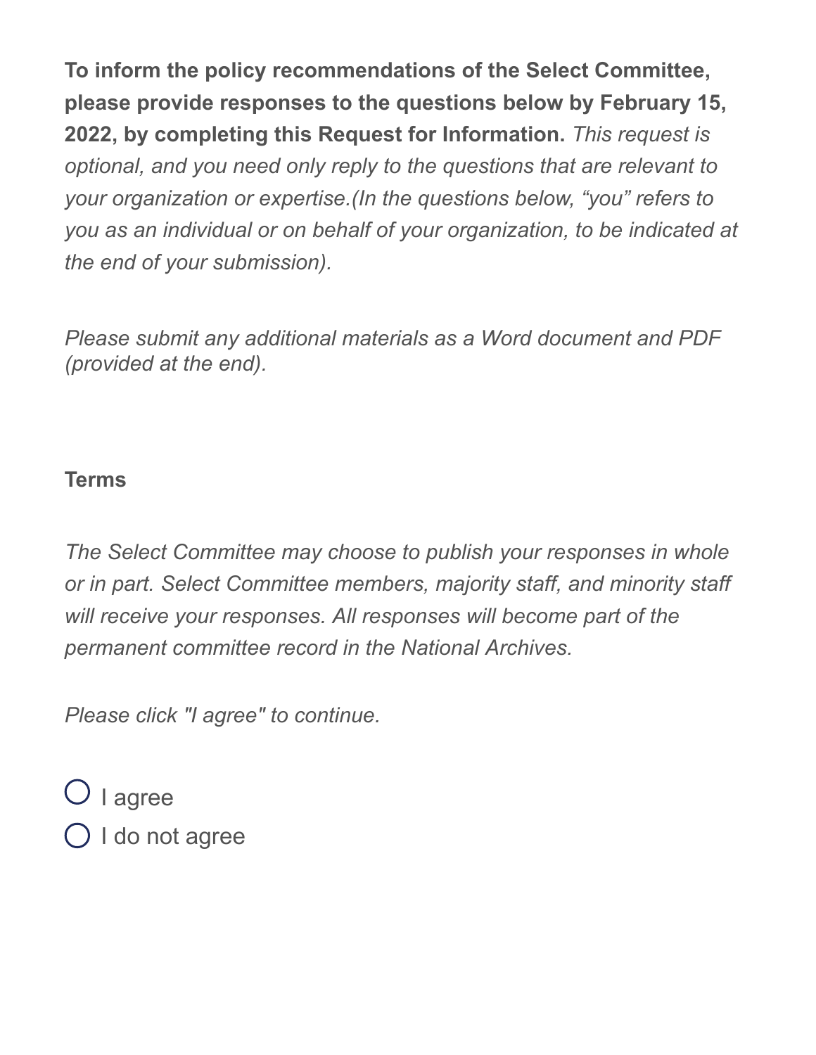**To inform the policy recommendations of the Select Committee, please provide responses to the questions below by February 15, 2022, by completing this Request for Information.** *This request is optional, and you need only reply to the questions that are relevant to your organization or expertise.(In the questions below, "you" refers to you as an individual or on behalf of your organization, to be indicated at the end of your submission).*

*Please submit any additional materials as a Word document and PDF (provided at the end).*

**Terms**

*The Select Committee may choose to publish your responses in whole or in part. Select Committee members, majority staff, and minority staff will receive your responses. All responses will become part of the permanent committee record in the National Archives.*

*Please click "I agree" to continue.*

- ◯ I agree
- ◯ I do not agree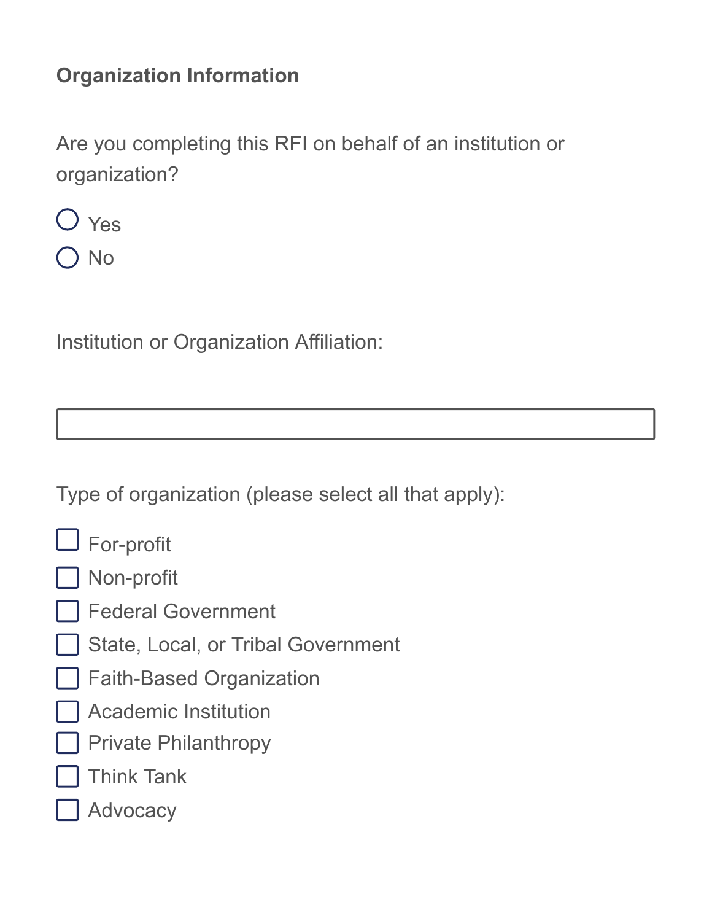**Organization Information**

Are you completing this RFI on behalf of an institution or organization?

- ○ Yes
- ○ No

Institution or Organization Affiliation:

\_\_\_\_\_\_\_\_\_\_\_\_\_\_\_\_\_\_\_\_\_\_\_\_\_\_\_\_\_\_\_\_\_\_\_\_\_\_\_\_

Type of organization (please select all that apply):

- [ ] For-profit
- [ ] Non-profit
- [ ] Federal Government
- [ ] State, Local, or Tribal Government
- [ ] Faith-Based Organization
- [ ] Academic Institution
- [ ] Private Philanthropy
- [ ] Think Tank
- [ ] Advocacy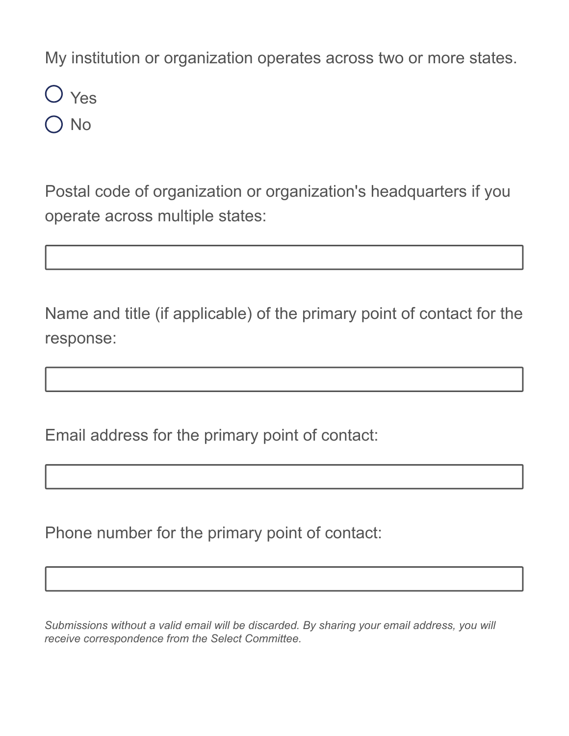My institution or organization operates across two or more states.

- ○ Yes
- ○ No

Postal code of organization or organization's headquarters if you operate across multiple states:

\_\_\_\_\_\_\_\_\_\_\_\_\_\_\_\_\_\_\_\_\_\_\_\_\_\_\_\_\_\_\_\_\_\_\_\_\_\_\_\_

Name and title (if applicable) of the primary point of contact for the response:

\_\_\_\_\_\_\_\_\_\_\_\_\_\_\_\_\_\_\_\_\_\_\_\_\_\_\_\_\_\_\_\_\_\_\_\_\_\_\_\_

Email address for the primary point of contact:

\_\_\_\_\_\_\_\_\_\_\_\_\_\_\_\_\_\_\_\_\_\_\_\_\_\_\_\_\_\_\_\_\_\_\_\_\_\_\_\_

Phone number for the primary point of contact:

\_\_\_\_\_\_\_\_\_\_\_\_\_\_\_\_\_\_\_\_\_\_\_\_\_\_\_\_\_\_\_\_\_\_\_\_\_\_\_\_

*Submissions without a valid email will be discarded. By sharing your email address, you will receive correspondence from the Select Committee.*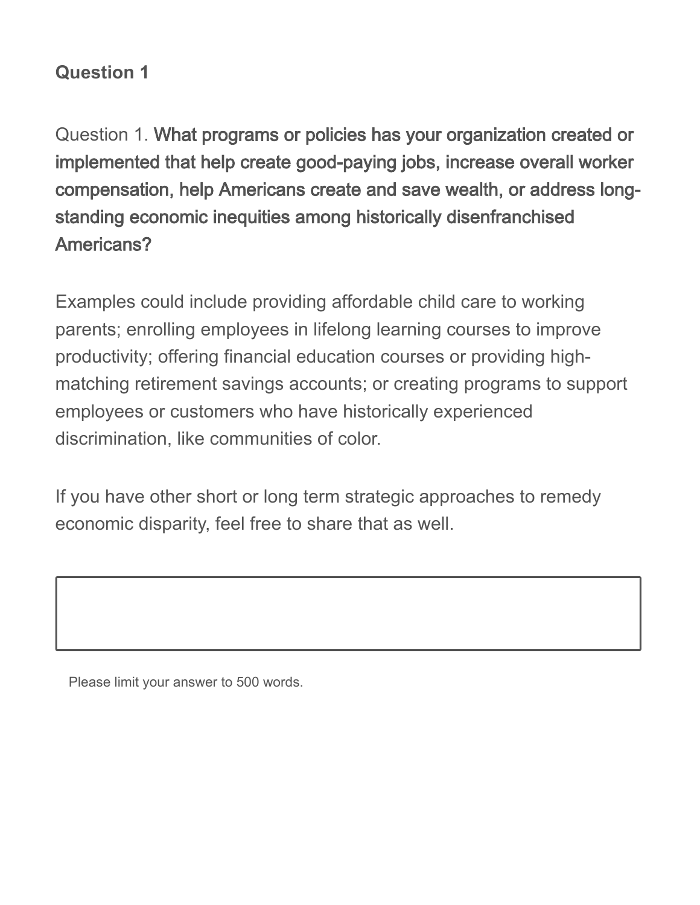**Question 1**

Question 1. **What programs or policies has your organization created or implemented that help create good-paying jobs, increase overall worker compensation, help Americans create and save wealth, or address long-standing economic inequities among historically disenfranchised Americans?**

Examples could include providing affordable child care to working parents; enrolling employees in lifelong learning courses to improve productivity; offering financial education courses or providing high-matching retirement savings accounts; or creating programs to support employees or customers who have historically experienced discrimination, like communities of color.

If you have other short or long term strategic approaches to remedy economic disparity, feel free to share that as well.

Please limit your answer to 500 words.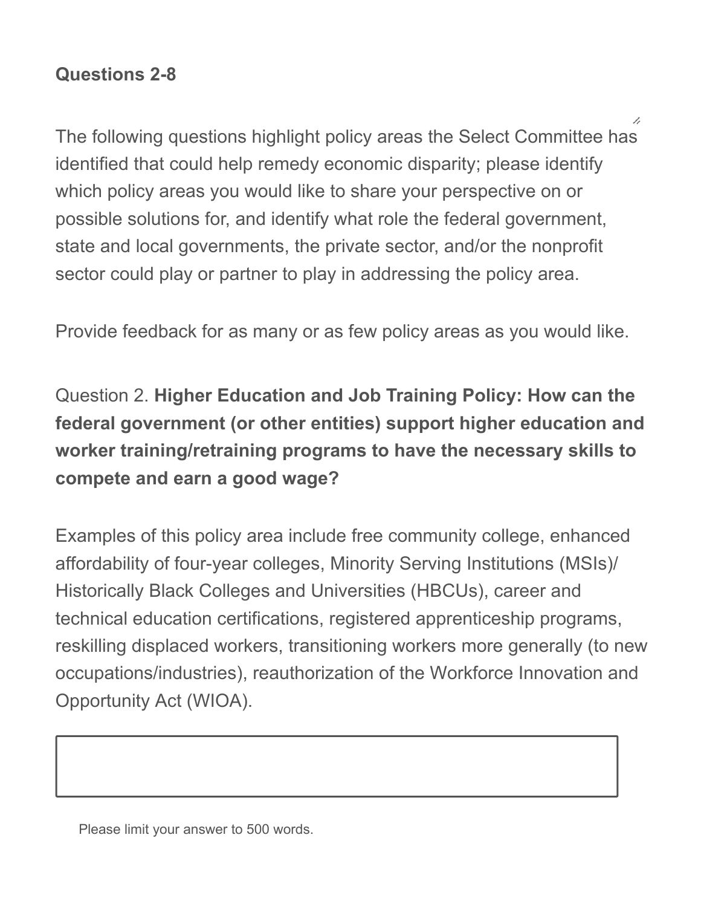**Questions 2-8**

The following questions highlight policy areas the Select Committee has identified that could help remedy economic disparity; please identify which policy areas you would like to share your perspective on or possible solutions for, and identify what role the federal government, state and local governments, the private sector, and/or the nonprofit sector could play or partner to play in addressing the policy area.

Provide feedback for as many or as few policy areas as you would like.

Question 2. **Higher Education and Job Training Policy: How can the federal government (or other entities) support higher education and worker training/retraining programs to have the necessary skills to compete and earn a good wage?**

Examples of this policy area include free community college, enhanced affordability of four-year colleges, Minority Serving Institutions (MSIs)/ Historically Black Colleges and Universities (HBCUs), career and technical education certifications, registered apprenticeship programs, reskilling displaced workers, transitioning workers more generally (to new occupations/industries), reauthorization of the Workforce Innovation and Opportunity Act (WIOA).

Please limit your answer to 500 words.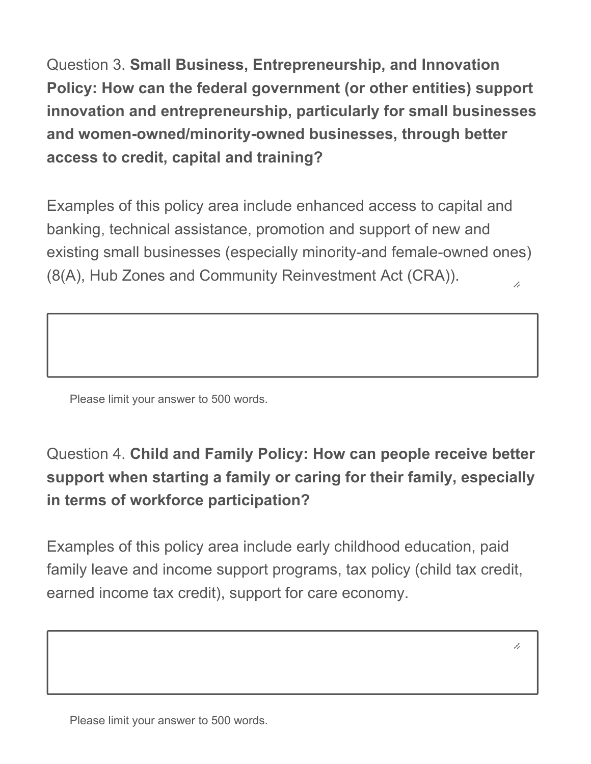Question 3. **Small Business, Entrepreneurship, and Innovation Policy: How can the federal government (or other entities) support innovation and entrepreneurship, particularly for small businesses and women-owned/minority-owned businesses, through better access to credit, capital and training?**

Examples of this policy area include enhanced access to capital and banking, technical assistance, promotion and support of new and existing small businesses (especially minority-and female-owned ones) (8(A), Hub Zones and Community Reinvestment Act (CRA)).

Please limit your answer to 500 words.

Question 4. **Child and Family Policy: How can people receive better support when starting a family or caring for their family, especially in terms of workforce participation?**

Examples of this policy area include early childhood education, paid family leave and income support programs, tax policy (child tax credit, earned income tax credit), support for care economy.

Please limit your answer to 500 words.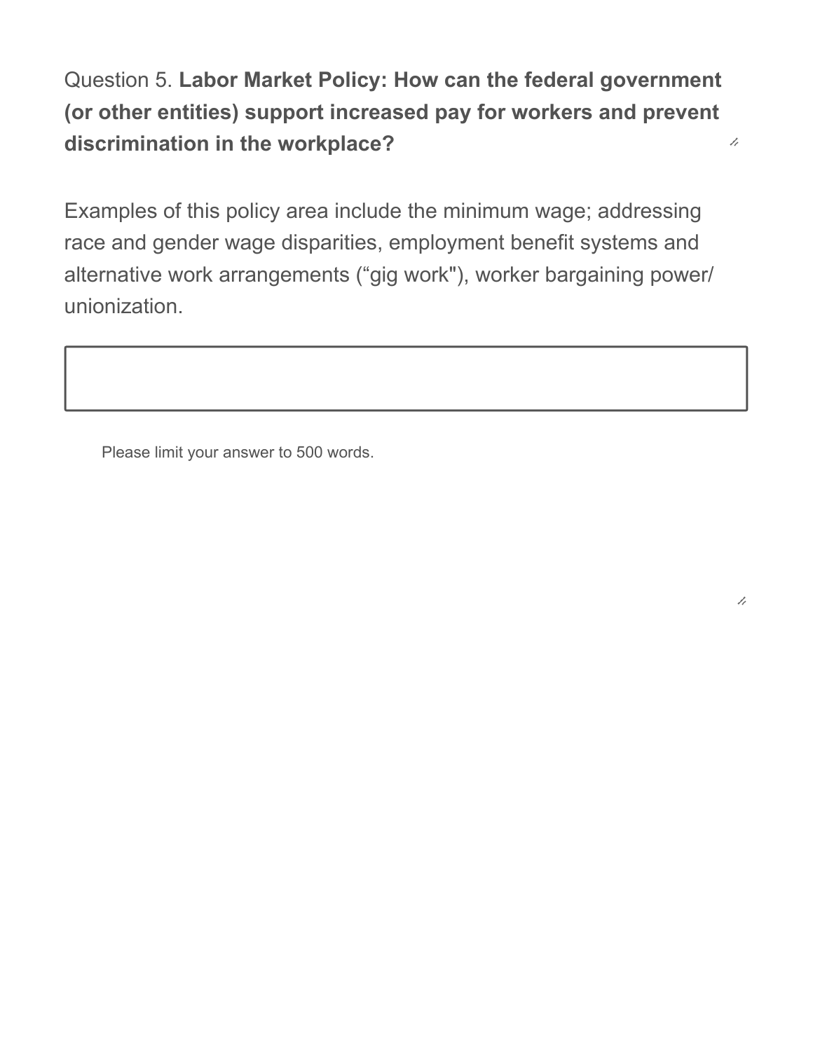Question 5. **Labor Market Policy: How can the federal government (or other entities) support increased pay for workers and prevent discrimination in the workplace?**

Examples of this policy area include the minimum wage; addressing race and gender wage disparities, employment benefit systems and alternative work arrangements (“gig work"), worker bargaining power/ unionization.

Please limit your answer to 500 words.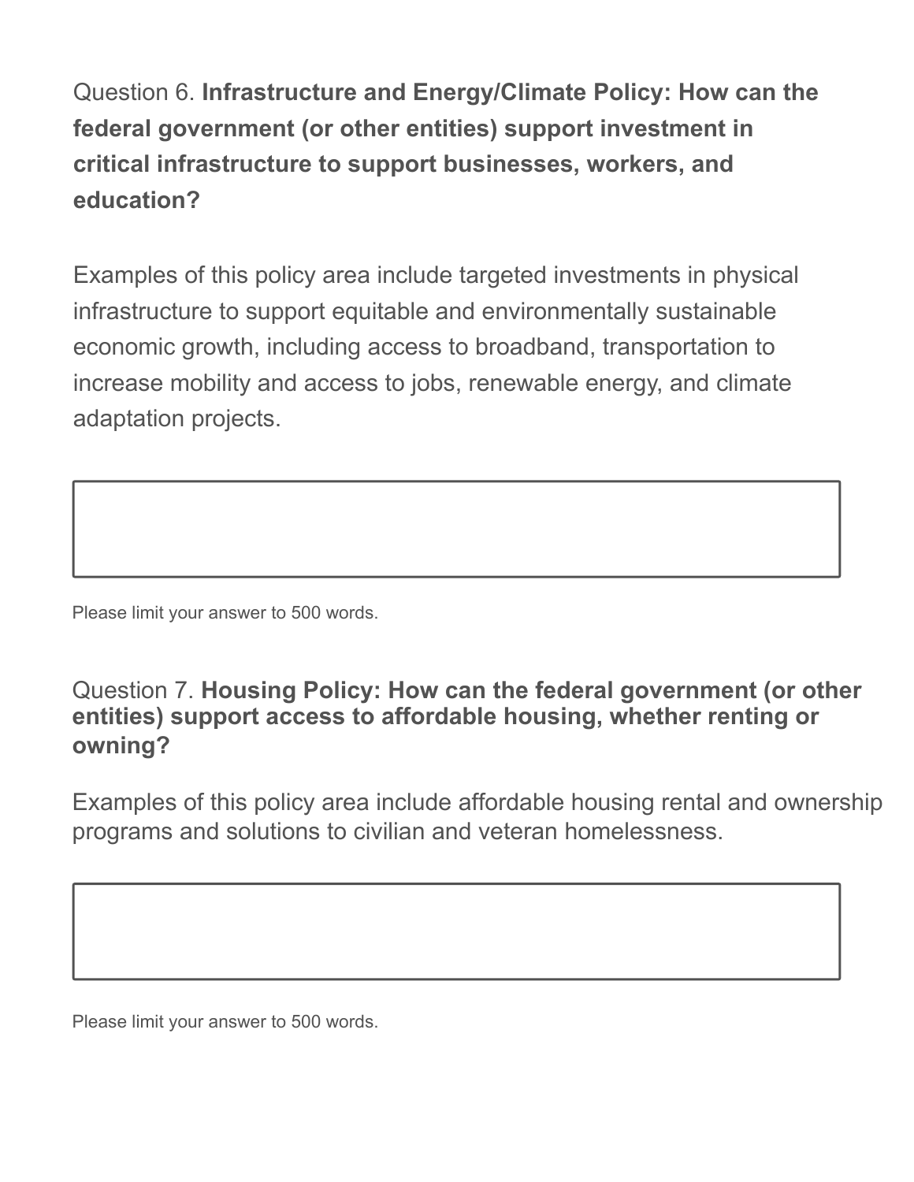Question 6. **Infrastructure and Energy/Climate Policy: How can the federal government (or other entities) support investment in critical infrastructure to support businesses, workers, and education?**

Examples of this policy area include targeted investments in physical infrastructure to support equitable and environmentally sustainable economic growth, including access to broadband, transportation to increase mobility and access to jobs, renewable energy, and climate adaptation projects.

Please limit your answer to 500 words.

Question 7. **Housing Policy: How can the federal government (or other entities) support access to affordable housing, whether renting or owning?**

Examples of this policy area include affordable housing rental and ownership programs and solutions to civilian and veteran homelessness.

Please limit your answer to 500 words.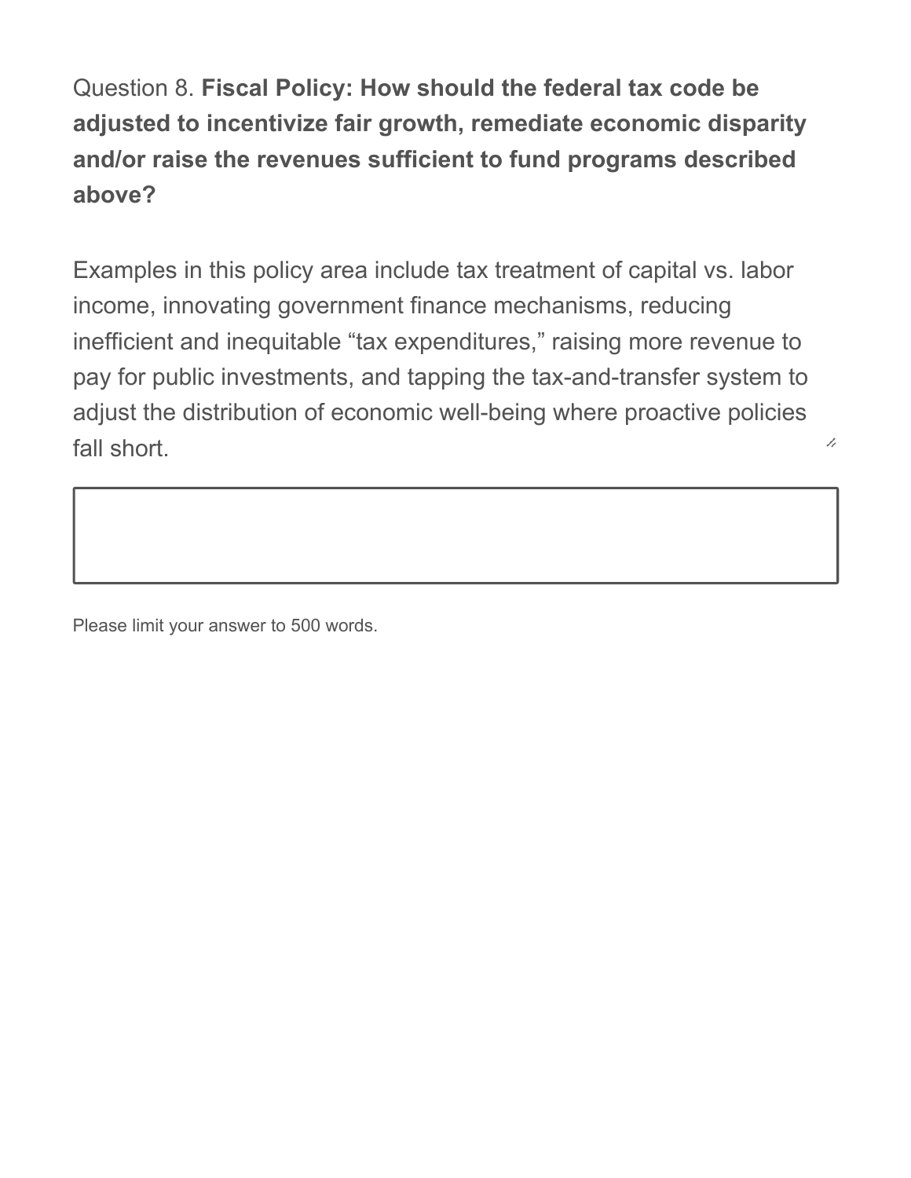Question 8. **Fiscal Policy: How should the federal tax code be adjusted to incentivize fair growth, remediate economic disparity and/or raise the revenues sufficient to fund programs described above?**

Examples in this policy area include tax treatment of capital vs. labor income, innovating government finance mechanisms, reducing inefficient and inequitable "tax expenditures," raising more revenue to pay for public investments, and tapping the tax-and-transfer system to adjust the distribution of economic well-being where proactive policies fall short.

Please limit your answer to 500 words.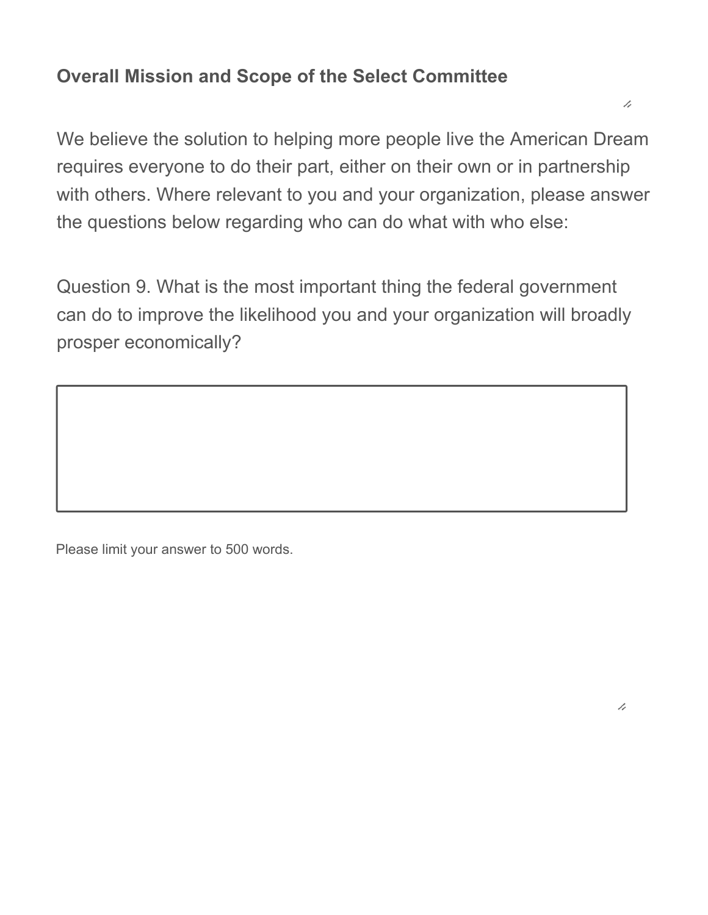**Overall Mission and Scope of the Select Committee**

We believe the solution to helping more people live the American Dream requires everyone to do their part, either on their own or in partnership with others. Where relevant to you and your organization, please answer the questions below regarding who can do what with who else:

Question 9. What is the most important thing the federal government can do to improve the likelihood you and your organization will broadly prosper economically?

Please limit your answer to 500 words.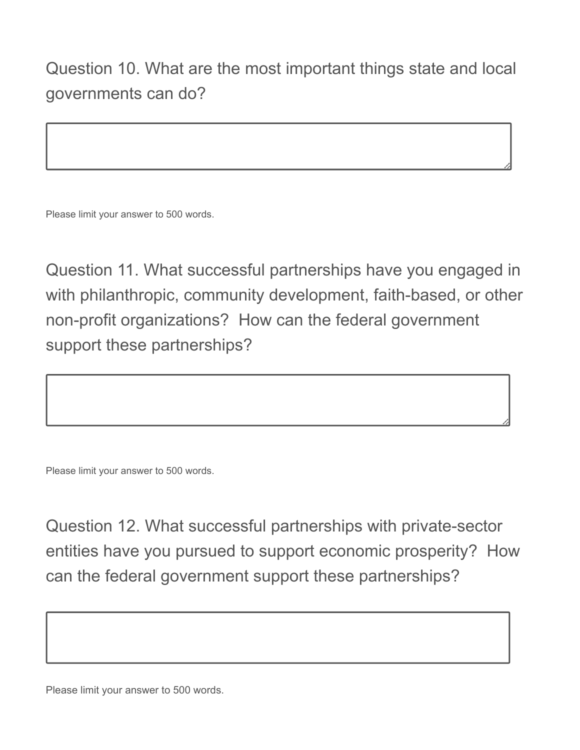Question 10. What are the most important things state and local governments can do?

Please limit your answer to 500 words.

Question 11. What successful partnerships have you engaged in with philanthropic, community development, faith-based, or other non-profit organizations?  How can the federal government support these partnerships?

Please limit your answer to 500 words.

Question 12. What successful partnerships with private-sector entities have you pursued to support economic prosperity?  How can the federal government support these partnerships?

Please limit your answer to 500 words.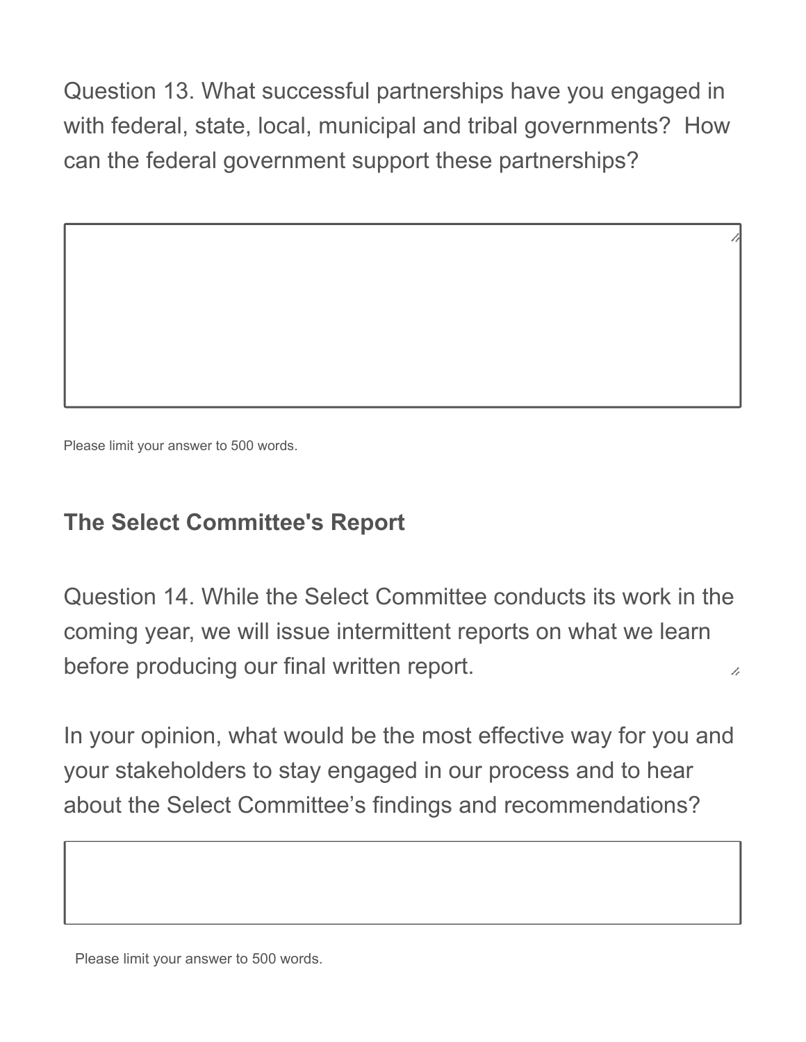Question 13. What successful partnerships have you engaged in with federal, state, local, municipal and tribal governments?  How can the federal government support these partnerships?

Please limit your answer to 500 words.

## The Select Committee's Report

Question 14. While the Select Committee conducts its work in the coming year, we will issue intermittent reports on what we learn before producing our final written report.

In your opinion, what would be the most effective way for you and your stakeholders to stay engaged in our process and to hear about the Select Committee's findings and recommendations?

Please limit your answer to 500 words.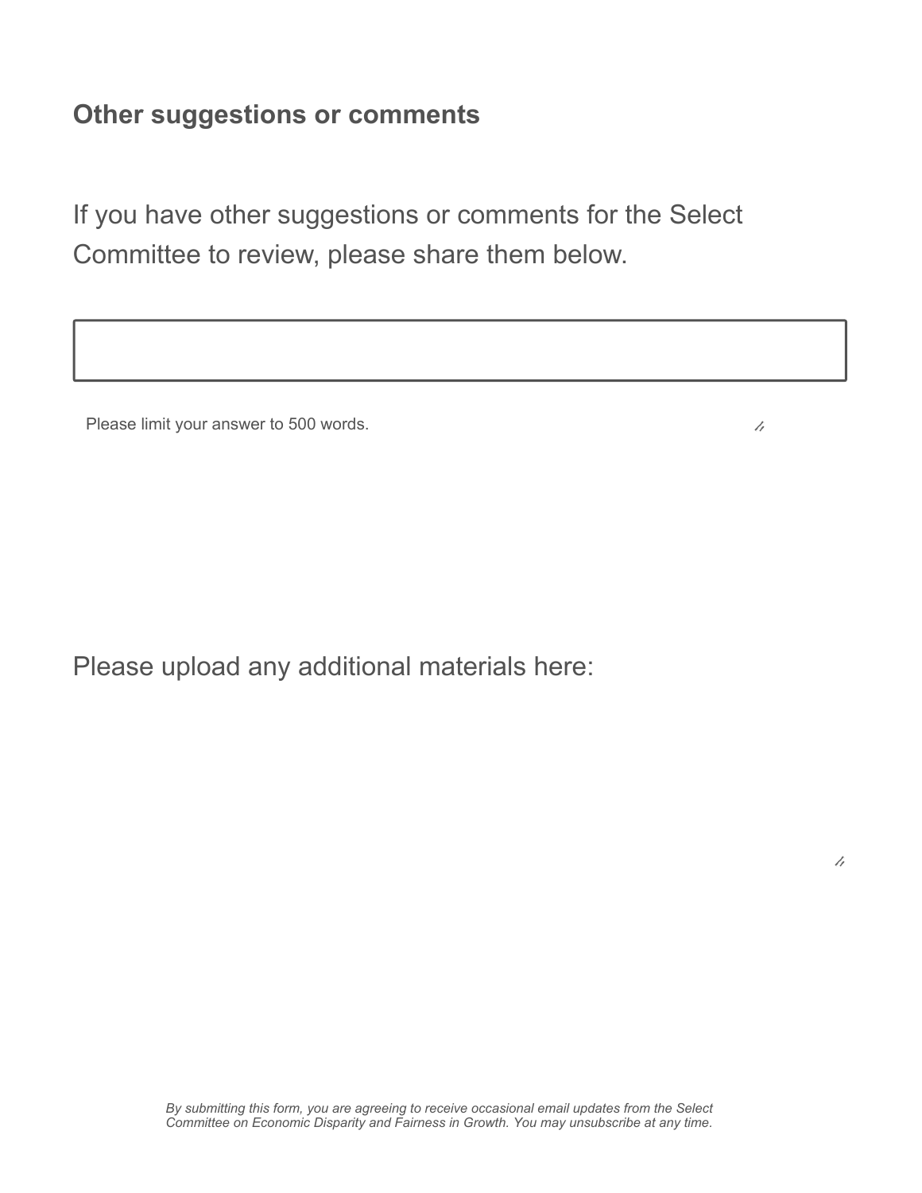## Other suggestions or comments

If you have other suggestions or comments for the Select Committee to review, please share them below.

Please limit your answer to 500 words.

Please upload any additional materials here:

*By submitting this form, you are agreeing to receive occasional email updates from the Select Committee on Economic Disparity and Fairness in Growth. You may unsubscribe at any time.*